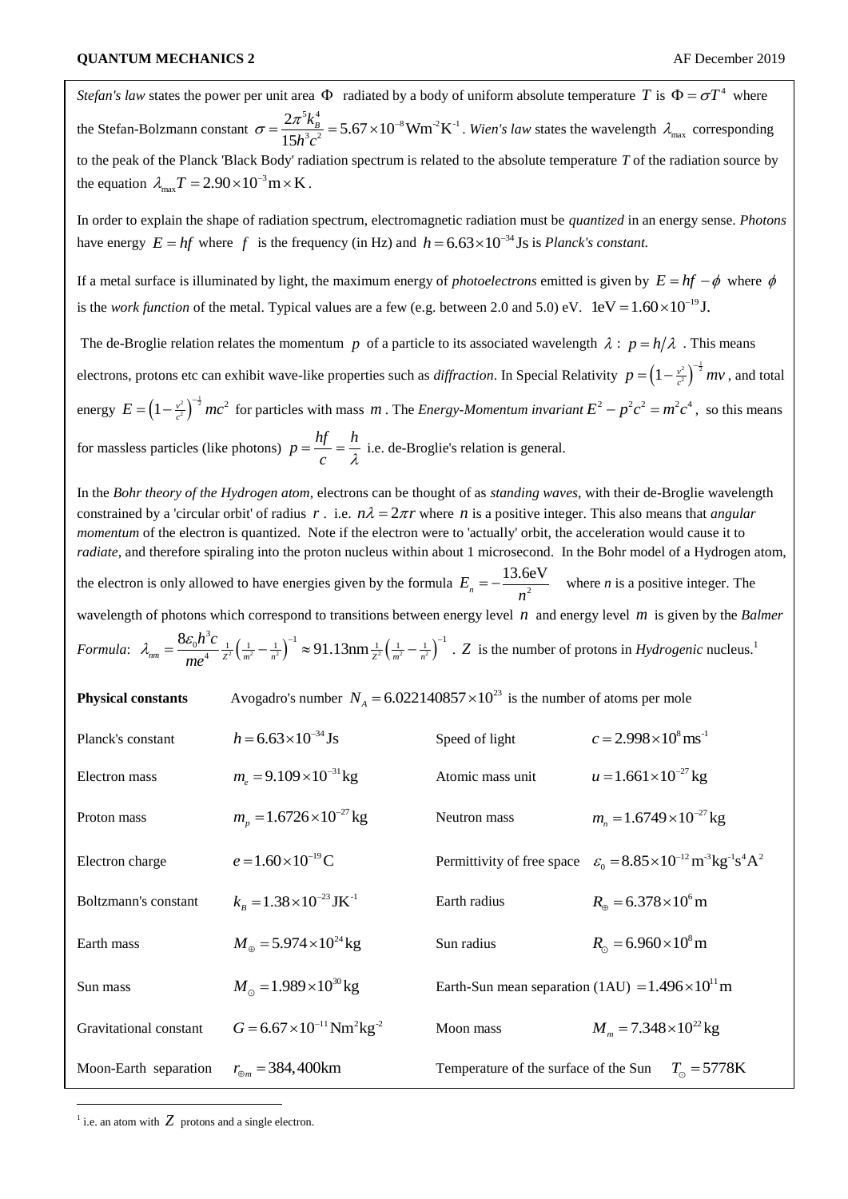*Stefan's law* states the power per unit area $\Phi$ radiated by a body of uniform absolute temperature $T$ is $\Phi = \sigma T^4$ where the Stefan-Bolzmann constant $\sigma = \frac{2\pi^5 k_B^4}{15h^3c^2} = 5.67\times10^{-8}\,\mathrm{Wm^{-2}K^{-1}}$. *Wien's law* states the wavelength $\lambda_{\max}$ corresponding to the peak of the Planck 'Black Body' radiation spectrum is related to the absolute temperature $T$ of the radiation source by the equation $\lambda_{\max}T = 2.90\times10^{-3}\,\mathrm{m}\times\mathrm{K}$.

In order to explain the shape of radiation spectrum, electromagnetic radiation must be *quantized* in an energy sense. *Photons* have energy $E = hf$ where $f$ is the frequency (in Hz) and $h = 6.63\times10^{-34}\,\mathrm{Js}$ is *Planck's constant.*

If a metal surface is illuminated by light, the maximum energy of *photoelectrons* emitted is given by $E = hf - \phi$ where $\phi$ is the *work function* of the metal. Typical values are a few (e.g. between 2.0 and 5.0) eV. $1\mathrm{eV} = 1.60\times10^{-19}\,\mathrm{J}$.

The de-Broglie relation relates the momentum $p$ of a particle to its associated wavelength $\lambda$ : $p = h/\lambda$ . This means electrons, protons etc can exhibit wave-like properties such as *diffraction*. In Special Relativity $p = \left(1-\frac{v^2}{c^2}\right)^{-\frac{1}{2}} mv$, and total energy $E = \left(1-\frac{v^2}{c^2}\right)^{-\frac{1}{2}} mc^2$ for particles with mass $m$. The *Energy-Momentum invariant* $E^2 - p^2c^2 = m^2c^4$, so this means for massless particles (like photons) $p = \frac{hf}{c} = \frac{h}{\lambda}$ i.e. de-Broglie's relation is general.

In the *Bohr theory of the Hydrogen atom*, electrons can be thought of as *standing waves*, with their de-Broglie wavelength constrained by a 'circular orbit' of radius $r$ . i.e. $n\lambda = 2\pi r$ where $n$ is a positive integer. This also means that *angular momentum* of the electron is quantized. Note if the electron were to 'actually' orbit, the acceleration would cause it to *radiate*, and therefore spiraling into the proton nucleus within about 1 microsecond. In the Bohr model of a Hydrogen atom, the electron is only allowed to have energies given by the formula $E_n = -\frac{13.6\mathrm{eV}}{n^2}$ where *n* is a positive integer. The wavelength of photons which correspond to transitions between energy level $n$ and energy level $m$ is given by the *Balmer Formula*: $\lambda_{nm} = \frac{8\varepsilon_0 h^3 c}{me^4}\frac{1}{Z^2}\left(\frac{1}{m^2}-\frac{1}{n^2}\right)^{-1} \approx 91.13\mathrm{nm}\frac{1}{Z^2}\left(\frac{1}{m^2}-\frac{1}{n^2}\right)^{-1}$ . $Z$ is the number of protons in *Hydrogenic* nucleus.[1]

**Physical constants** Avogadro's number $N_A = 6.022140857\times10^{23}$ is the number of atoms per mole

| | | | |
|---|---|---|---|
| Planck's constant | $h = 6.63\times10^{-34}\,\mathrm{Js}$ | Speed of light | $c = 2.998\times10^{8}\,\mathrm{ms^{-1}}$ |
| Electron mass | $m_e = 9.109\times10^{-31}\,\mathrm{kg}$ | Atomic mass unit | $u = 1.661\times10^{-27}\,\mathrm{kg}$ |
| Proton mass | $m_p = 1.6726\times10^{-27}\,\mathrm{kg}$ | Neutron mass | $m_n = 1.6749\times10^{-27}\,\mathrm{kg}$ |
| Electron charge | $e = 1.60\times10^{-19}\,\mathrm{C}$ | Permittivity of free space | $\varepsilon_0 = 8.85\times10^{-12}\,\mathrm{m^{-3}kg^{-1}s^4A^2}$ |
| Boltzmann's constant | $k_B = 1.38\times10^{-23}\,\mathrm{JK^{-1}}$ | Earth radius | $R_\oplus = 6.378\times10^{6}\,\mathrm{m}$ |
| Earth mass | $M_\oplus = 5.974\times10^{24}\,\mathrm{kg}$ | Sun radius | $R_\odot = 6.960\times10^{8}\,\mathrm{m}$ |
| Sun mass | $M_\odot = 1.989\times10^{30}\,\mathrm{kg}$ | Earth-Sun mean separation (1AU) | $= 1.496\times10^{11}\,\mathrm{m}$ |
| Gravitational constant | $G = 6.67\times10^{-11}\,\mathrm{Nm^2kg^{-2}}$ | Moon mass | $M_m = 7.348\times10^{22}\,\mathrm{kg}$ |
| Moon-Earth separation | $r_{\oplus m} = 384,400\,\mathrm{km}$ | Temperature of the surface of the Sun | $T_\odot = 5778\mathrm{K}$ |

[1] i.e. an atom with $Z$ protons and a single electron.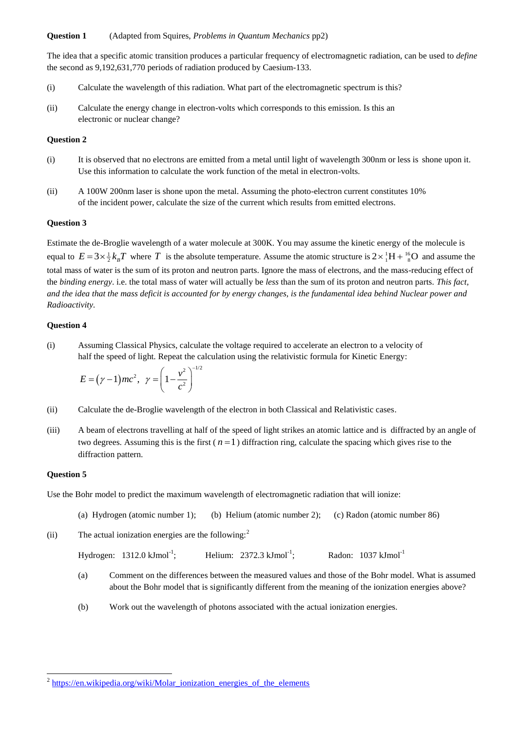**Question 1** (Adapted from Squires, *Problems in Quantum Mechanics* pp2)

The idea that a specific atomic transition produces a particular frequency of electromagnetic radiation, can be used to *define* the second as 9,192,631,770 periods of radiation produced by Caesium-133.

(i) Calculate the wavelength of this radiation. What part of the electromagnetic spectrum is this?

(ii) Calculate the energy change in electron-volts which corresponds to this emission. Is this an electronic or nuclear change?

**Question 2**

(i) It is observed that no electrons are emitted from a metal until light of wavelength 300nm or less is shone upon it. Use this information to calculate the work function of the metal in electron-volts.

(ii) A 100W 200nm laser is shone upon the metal. Assuming the photo-electron current constitutes 10% of the incident power, calculate the size of the current which results from emitted electrons.

**Question 3**

Estimate the de-Broglie wavelength of a water molecule at 300K. You may assume the kinetic energy of the molecule is equal to $E = 3 \times \frac{1}{2} k_B T$ where $T$ is the absolute temperature. Assume the atomic structure is $2 \times {}^{1}_{1}\text{H} + {}^{16}_{8}\text{O}$ and assume the total mass of water is the sum of its proton and neutron parts. Ignore the mass of electrons, and the mass-reducing effect of the *binding energy*. i.e. the total mass of water will actually be *less* than the sum of its proton and neutron parts. *This fact, and the idea that the mass deficit is accounted for by energy changes, is the fundamental idea behind Nuclear power and Radioactivity.*

**Question 4**

(i) Assuming Classical Physics, calculate the voltage required to accelerate an electron to a velocity of half the speed of light. Repeat the calculation using the relativistic formula for Kinetic Energy:

$$E = (\gamma - 1)mc^2, \;\; \gamma = \left(1 - \frac{v^2}{c^2}\right)^{-1/2}$$

(ii) Calculate the de-Broglie wavelength of the electron in both Classical and Relativistic cases.

(iii) A beam of electrons travelling at half of the speed of light strikes an atomic lattice and is diffracted by an angle of two degrees. Assuming this is the first ($n = 1$) diffraction ring, calculate the spacing which gives rise to the diffraction pattern.

**Question 5**

Use the Bohr model to predict the maximum wavelength of electromagnetic radiation that will ionize:

(a) Hydrogen (atomic number 1); (b) Helium (atomic number 2); (c) Radon (atomic number 86)

(ii) The actual ionization energies are the following:[2]

Hydrogen: 1312.0 $\text{kJmol}^{-1}$; Helium: 2372.3 $\text{kJmol}^{-1}$; Radon: 1037 $\text{kJmol}^{-1}$

(a) Comment on the differences between the measured values and those of the Bohr model. What is assumed about the Bohr model that is significantly different from the meaning of the ionization energies above?

(b) Work out the wavelength of photons associated with the actual ionization energies.

---

[2] https://en.wikipedia.org/wiki/Molar_ionization_energies_of_the_elements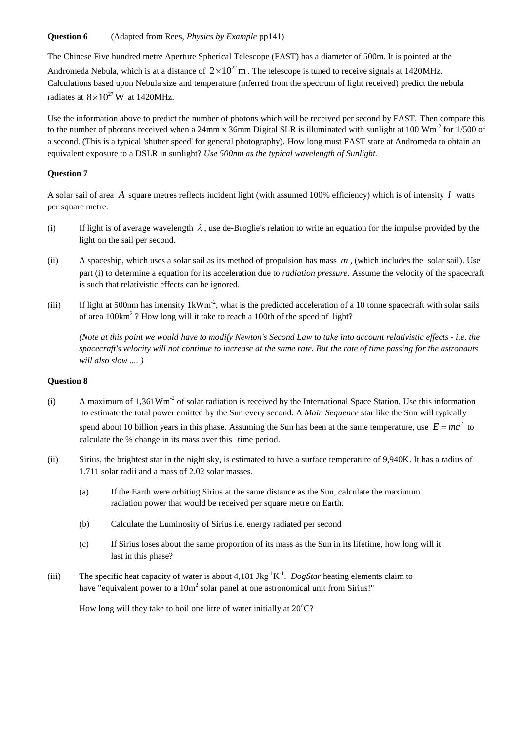**Question 6** (Adapted from Rees, *Physics by Example* pp141)

The Chinese Five hundred metre Aperture Spherical Telescope (FAST) has a diameter of 500m. It is pointed at the Andromeda Nebula, which is at a distance of $2 \times 10^{22}$ m. The telescope is tuned to receive signals at 1420MHz. Calculations based upon Nebula size and temperature (inferred from the spectrum of light received) predict the nebula radiates at $8 \times 10^{27}$ W at 1420MHz.

Use the information above to predict the number of photons which will be received per second by FAST. Then compare this to the number of photons received when a 24mm x 36mm Digital SLR is illuminated with sunlight at 100 $Wm^{-2}$ for 1/500 of a second. (This is a typical 'shutter speed' for general photography). How long must FAST stare at Andromeda to obtain an equivalent exposure to a DSLR in sunlight? *Use 500nm as the typical wavelength of Sunlight.*

**Question 7**

A solar sail of area $A$ square metres reflects incident light (with assumed 100% efficiency) which is of intensity $I$ watts per square metre.

(i) If light is of average wavelength $\lambda$, use de-Broglie's relation to write an equation for the impulse provided by the light on the sail per second.

(ii) A spaceship, which uses a solar sail as its method of propulsion has mass $m$, (which includes the solar sail). Use part (i) to determine a equation for its acceleration due to *radiation pressure.* Assume the velocity of the spacecraft is such that relativistic effects can be ignored.

(iii) If light at 500nm has intensity 1$kWm^{-2}$, what is the predicted acceleration of a 10 tonne spacecraft with solar sails of area 100$km^2$ ? How long will it take to reach a 100th of the speed of light?

*(Note at this point we would have to modify Newton's Second Law to take into account relativistic effects - i.e. the spacecraft's velocity will not continue to increase at the same rate. But the rate of time passing for the astronauts will also slow .... )*

**Question 8**

(i) A maximum of 1,361$Wm^{-2}$ of solar radiation is received by the International Space Station. Use this information to estimate the total power emitted by the Sun every second. A *Main Sequence* star like the Sun will typically spend about 10 billion years in this phase. Assuming the Sun has been at the same temperature, use $E = mc^2$ to calculate the % change in its mass over this time period.

(ii) Sirius, the brightest star in the night sky, is estimated to have a surface temperature of 9,940K. It has a radius of 1.711 solar radii and a mass of 2.02 solar masses.

(a) If the Earth were orbiting Sirius at the same distance as the Sun, calculate the maximum radiation power that would be received per square metre on Earth.

(b) Calculate the Luminosity of Sirius i.e. energy radiated per second

(c) If Sirius loses about the same proportion of its mass as the Sun in its lifetime, how long will it last in this phase?

(iii) The specific heat capacity of water is about 4,181 $Jkg^{-1}K^{-1}$. *DogStar* heating elements claim to have "equivalent power to a 10$m^2$ solar panel at one astronomical unit from Sirius!"

How long will they take to boil one litre of water initially at 20°C?